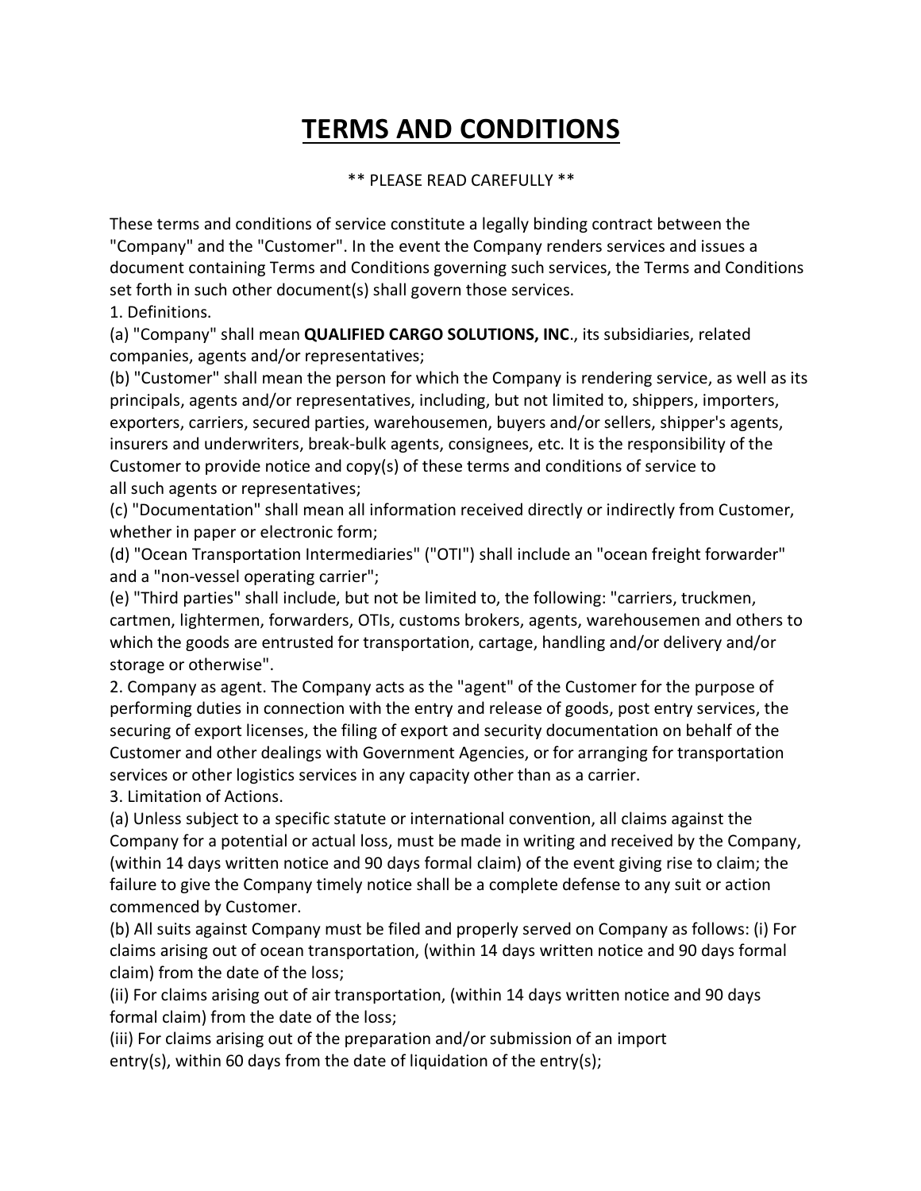# TERMS AND CONDITIONS

** PLEASE READ CAREFULLY **

These terms and conditions of service constitute a legally binding contract between the "Company" and the "Customer". In the event the Company renders services and issues a document containing Terms and Conditions governing such services, the Terms and Conditions set forth in such other document(s) shall govern those services.

1. Definitions.

(a) "Company" shall mean **QUALIFIED CARGO SOLUTIONS, INC**., its subsidiaries, related companies, agents and/or representatives;

(b) "Customer" shall mean the person for which the Company is rendering service, as well as its principals, agents and/or representatives, including, but not limited to, shippers, importers, exporters, carriers, secured parties, warehousemen, buyers and/or sellers, shipper's agents, insurers and underwriters, break-bulk agents, consignees, etc. It is the responsibility of the Customer to provide notice and copy(s) of these terms and conditions of service to all such agents or representatives;

(c) "Documentation" shall mean all information received directly or indirectly from Customer, whether in paper or electronic form;

(d) "Ocean Transportation Intermediaries" ("OTI") shall include an "ocean freight forwarder" and a "non-vessel operating carrier";

(e) "Third parties" shall include, but not be limited to, the following: "carriers, truckmen, cartmen, lightermen, forwarders, OTIs, customs brokers, agents, warehousemen and others to which the goods are entrusted for transportation, cartage, handling and/or delivery and/or storage or otherwise".

2. Company as agent. The Company acts as the "agent" of the Customer for the purpose of performing duties in connection with the entry and release of goods, post entry services, the securing of export licenses, the filing of export and security documentation on behalf of the Customer and other dealings with Government Agencies, or for arranging for transportation services or other logistics services in any capacity other than as a carrier.

3. Limitation of Actions.

(a) Unless subject to a specific statute or international convention, all claims against the Company for a potential or actual loss, must be made in writing and received by the Company, (within 14 days written notice and 90 days formal claim) of the event giving rise to claim; the failure to give the Company timely notice shall be a complete defense to any suit or action commenced by Customer.

(b) All suits against Company must be filed and properly served on Company as follows: (i) For claims arising out of ocean transportation, (within 14 days written notice and 90 days formal claim) from the date of the loss;

(ii) For claims arising out of air transportation, (within 14 days written notice and 90 days formal claim) from the date of the loss;

(iii) For claims arising out of the preparation and/or submission of an import entry(s), within 60 days from the date of liquidation of the entry(s);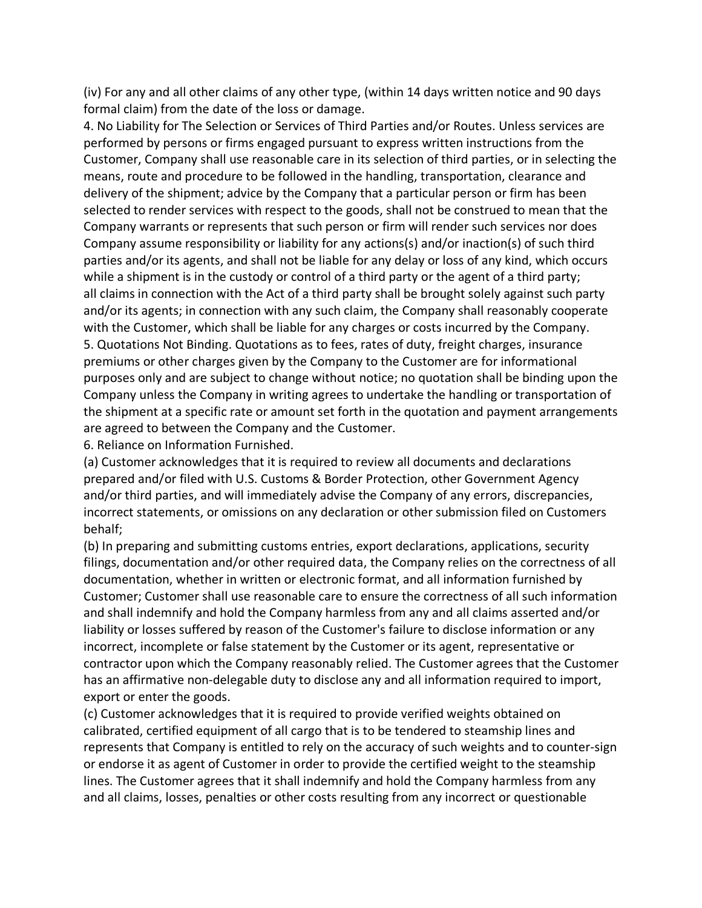(iv) For any and all other claims of any other type, (within 14 days written notice and 90 days formal claim) from the date of the loss or damage.

4. No Liability for The Selection or Services of Third Parties and/or Routes. Unless services are performed by persons or firms engaged pursuant to express written instructions from the Customer, Company shall use reasonable care in its selection of third parties, or in selecting the means, route and procedure to be followed in the handling, transportation, clearance and delivery of the shipment; advice by the Company that a particular person or firm has been selected to render services with respect to the goods, shall not be construed to mean that the Company warrants or represents that such person or firm will render such services nor does Company assume responsibility or liability for any actions(s) and/or inaction(s) of such third parties and/or its agents, and shall not be liable for any delay or loss of any kind, which occurs while a shipment is in the custody or control of a third party or the agent of a third party; all claims in connection with the Act of a third party shall be brought solely against such party and/or its agents; in connection with any such claim, the Company shall reasonably cooperate with the Customer, which shall be liable for any charges or costs incurred by the Company.

5. Quotations Not Binding. Quotations as to fees, rates of duty, freight charges, insurance premiums or other charges given by the Company to the Customer are for informational purposes only and are subject to change without notice; no quotation shall be binding upon the Company unless the Company in writing agrees to undertake the handling or transportation of the shipment at a specific rate or amount set forth in the quotation and payment arrangements are agreed to between the Company and the Customer.

6. Reliance on Information Furnished.

(a) Customer acknowledges that it is required to review all documents and declarations prepared and/or filed with U.S. Customs & Border Protection, other Government Agency and/or third parties, and will immediately advise the Company of any errors, discrepancies, incorrect statements, or omissions on any declaration or other submission filed on Customers behalf;

(b) In preparing and submitting customs entries, export declarations, applications, security filings, documentation and/or other required data, the Company relies on the correctness of all documentation, whether in written or electronic format, and all information furnished by Customer; Customer shall use reasonable care to ensure the correctness of all such information and shall indemnify and hold the Company harmless from any and all claims asserted and/or liability or losses suffered by reason of the Customer's failure to disclose information or any incorrect, incomplete or false statement by the Customer or its agent, representative or contractor upon which the Company reasonably relied. The Customer agrees that the Customer has an affirmative non-delegable duty to disclose any and all information required to import, export or enter the goods.

(c) Customer acknowledges that it is required to provide verified weights obtained on calibrated, certified equipment of all cargo that is to be tendered to steamship lines and represents that Company is entitled to rely on the accuracy of such weights and to counter-sign or endorse it as agent of Customer in order to provide the certified weight to the steamship lines. The Customer agrees that it shall indemnify and hold the Company harmless from any and all claims, losses, penalties or other costs resulting from any incorrect or questionable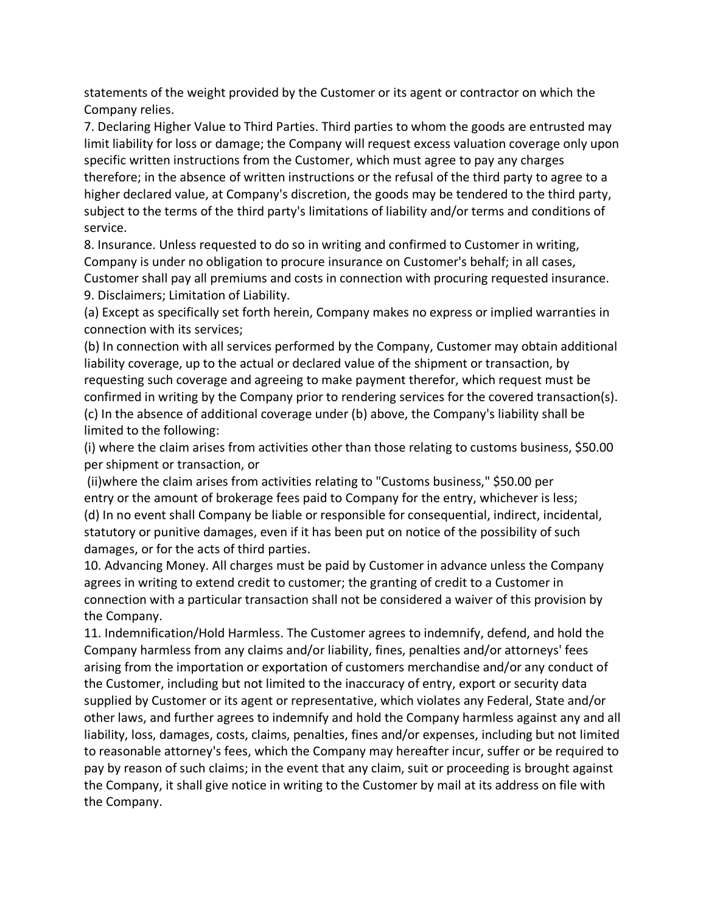statements of the weight provided by the Customer or its agent or contractor on which the Company relies.

7. Declaring Higher Value to Third Parties. Third parties to whom the goods are entrusted may limit liability for loss or damage; the Company will request excess valuation coverage only upon specific written instructions from the Customer, which must agree to pay any charges therefore; in the absence of written instructions or the refusal of the third party to agree to a higher declared value, at Company's discretion, the goods may be tendered to the third party, subject to the terms of the third party's limitations of liability and/or terms and conditions of service.

8. Insurance. Unless requested to do so in writing and confirmed to Customer in writing, Company is under no obligation to procure insurance on Customer's behalf; in all cases, Customer shall pay all premiums and costs in connection with procuring requested insurance.

9. Disclaimers; Limitation of Liability.

(a) Except as specifically set forth herein, Company makes no express or implied warranties in connection with its services;

(b) In connection with all services performed by the Company, Customer may obtain additional liability coverage, up to the actual or declared value of the shipment or transaction, by requesting such coverage and agreeing to make payment therefor, which request must be confirmed in writing by the Company prior to rendering services for the covered transaction(s).

(c) In the absence of additional coverage under (b) above, the Company's liability shall be limited to the following:

(i) where the claim arises from activities other than those relating to customs business, $50.00 per shipment or transaction, or

(ii)where the claim arises from activities relating to "Customs business," $50.00 per entry or the amount of brokerage fees paid to Company for the entry, whichever is less;

(d) In no event shall Company be liable or responsible for consequential, indirect, incidental, statutory or punitive damages, even if it has been put on notice of the possibility of such damages, or for the acts of third parties.

10. Advancing Money. All charges must be paid by Customer in advance unless the Company agrees in writing to extend credit to customer; the granting of credit to a Customer in connection with a particular transaction shall not be considered a waiver of this provision by the Company.

11. Indemnification/Hold Harmless. The Customer agrees to indemnify, defend, and hold the Company harmless from any claims and/or liability, fines, penalties and/or attorneys' fees arising from the importation or exportation of customers merchandise and/or any conduct of the Customer, including but not limited to the inaccuracy of entry, export or security data supplied by Customer or its agent or representative, which violates any Federal, State and/or other laws, and further agrees to indemnify and hold the Company harmless against any and all liability, loss, damages, costs, claims, penalties, fines and/or expenses, including but not limited to reasonable attorney's fees, which the Company may hereafter incur, suffer or be required to pay by reason of such claims; in the event that any claim, suit or proceeding is brought against the Company, it shall give notice in writing to the Customer by mail at its address on file with the Company.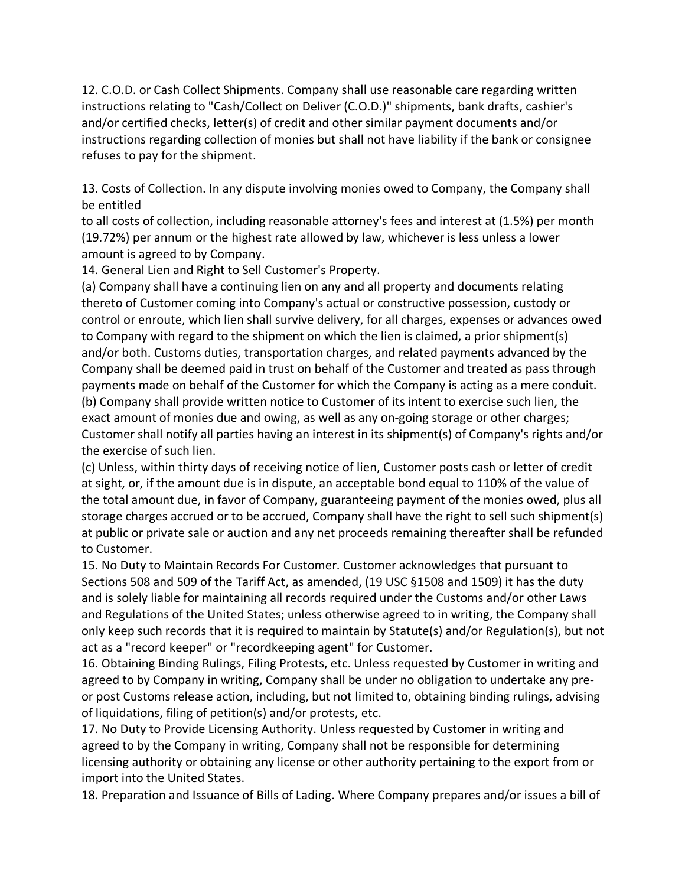12. C.O.D. or Cash Collect Shipments. Company shall use reasonable care regarding written instructions relating to "Cash/Collect on Deliver (C.O.D.)" shipments, bank drafts, cashier's and/or certified checks, letter(s) of credit and other similar payment documents and/or instructions regarding collection of monies but shall not have liability if the bank or consignee refuses to pay for the shipment.

13. Costs of Collection. In any dispute involving monies owed to Company, the Company shall be entitled
to all costs of collection, including reasonable attorney's fees and interest at (1.5%) per month (19.72%) per annum or the highest rate allowed by law, whichever is less unless a lower amount is agreed to by Company.

14. General Lien and Right to Sell Customer's Property.

(a) Company shall have a continuing lien on any and all property and documents relating thereto of Customer coming into Company's actual or constructive possession, custody or control or enroute, which lien shall survive delivery, for all charges, expenses or advances owed to Company with regard to the shipment on which the lien is claimed, a prior shipment(s) and/or both. Customs duties, transportation charges, and related payments advanced by the Company shall be deemed paid in trust on behalf of the Customer and treated as pass through payments made on behalf of the Customer for which the Company is acting as a mere conduit.

(b) Company shall provide written notice to Customer of its intent to exercise such lien, the exact amount of monies due and owing, as well as any on-going storage or other charges; Customer shall notify all parties having an interest in its shipment(s) of Company's rights and/or the exercise of such lien.

(c) Unless, within thirty days of receiving notice of lien, Customer posts cash or letter of credit at sight, or, if the amount due is in dispute, an acceptable bond equal to 110% of the value of the total amount due, in favor of Company, guaranteeing payment of the monies owed, plus all storage charges accrued or to be accrued, Company shall have the right to sell such shipment(s) at public or private sale or auction and any net proceeds remaining thereafter shall be refunded to Customer.

15. No Duty to Maintain Records For Customer. Customer acknowledges that pursuant to Sections 508 and 509 of the Tariff Act, as amended, (19 USC §1508 and 1509) it has the duty and is solely liable for maintaining all records required under the Customs and/or other Laws and Regulations of the United States; unless otherwise agreed to in writing, the Company shall only keep such records that it is required to maintain by Statute(s) and/or Regulation(s), but not act as a "record keeper" or "recordkeeping agent" for Customer.

16. Obtaining Binding Rulings, Filing Protests, etc. Unless requested by Customer in writing and agreed to by Company in writing, Company shall be under no obligation to undertake any pre- or post Customs release action, including, but not limited to, obtaining binding rulings, advising of liquidations, filing of petition(s) and/or protests, etc.

17. No Duty to Provide Licensing Authority. Unless requested by Customer in writing and agreed to by the Company in writing, Company shall not be responsible for determining licensing authority or obtaining any license or other authority pertaining to the export from or import into the United States.

18. Preparation and Issuance of Bills of Lading. Where Company prepares and/or issues a bill of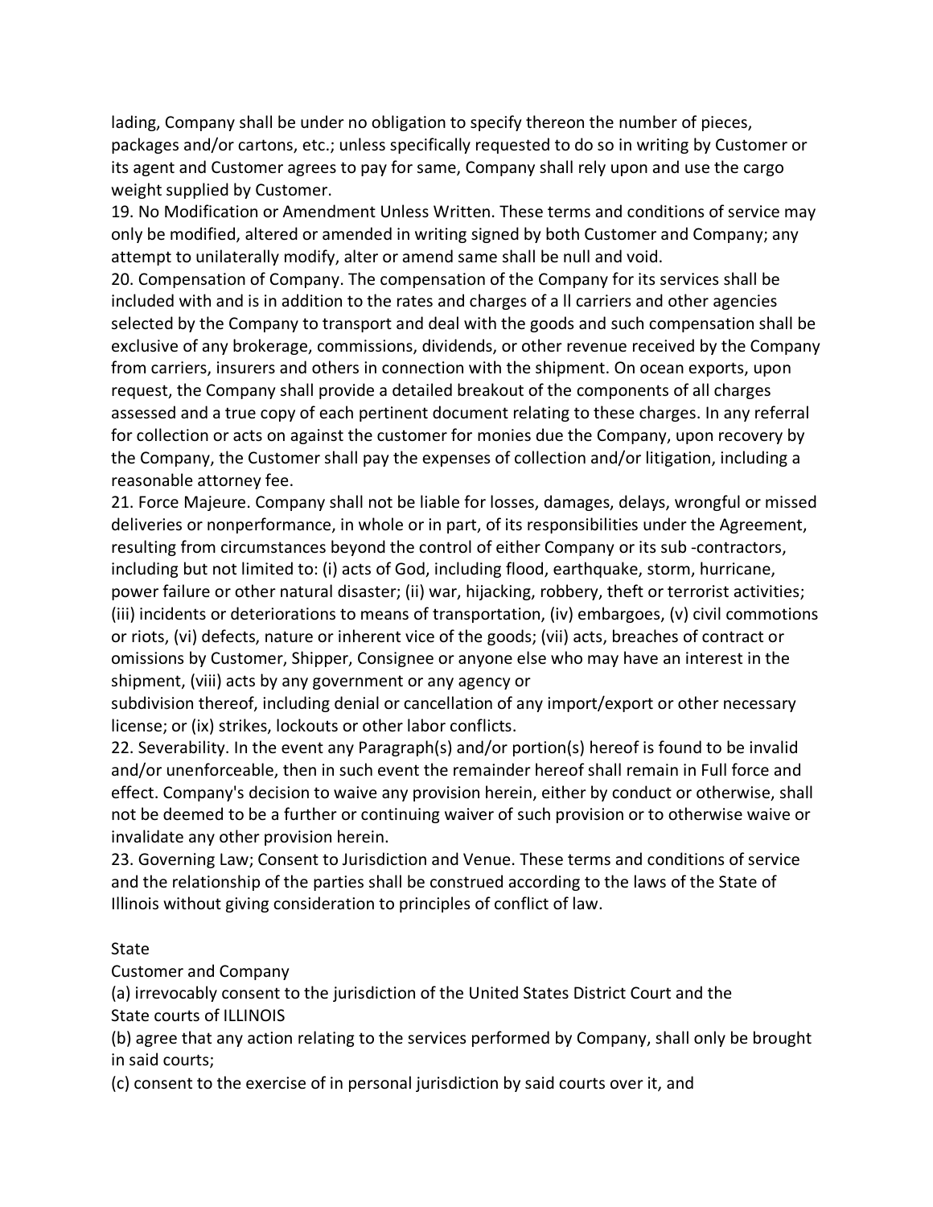lading, Company shall be under no obligation to specify thereon the number of pieces, packages and/or cartons, etc.; unless specifically requested to do so in writing by Customer or its agent and Customer agrees to pay for same, Company shall rely upon and use the cargo weight supplied by Customer.

19. No Modification or Amendment Unless Written. These terms and conditions of service may only be modified, altered or amended in writing signed by both Customer and Company; any attempt to unilaterally modify, alter or amend same shall be null and void.

20. Compensation of Company. The compensation of the Company for its services shall be included with and is in addition to the rates and charges of a ll carriers and other agencies selected by the Company to transport and deal with the goods and such compensation shall be exclusive of any brokerage, commissions, dividends, or other revenue received by the Company from carriers, insurers and others in connection with the shipment. On ocean exports, upon request, the Company shall provide a detailed breakout of the components of all charges assessed and a true copy of each pertinent document relating to these charges. In any referral for collection or acts on against the customer for monies due the Company, upon recovery by the Company, the Customer shall pay the expenses of collection and/or litigation, including a reasonable attorney fee.

21. Force Majeure. Company shall not be liable for losses, damages, delays, wrongful or missed deliveries or nonperformance, in whole or in part, of its responsibilities under the Agreement, resulting from circumstances beyond the control of either Company or its sub -contractors, including but not limited to: (i) acts of God, including flood, earthquake, storm, hurricane, power failure or other natural disaster; (ii) war, hijacking, robbery, theft or terrorist activities; (iii) incidents or deteriorations to means of transportation, (iv) embargoes, (v) civil commotions or riots, (vi) defects, nature or inherent vice of the goods; (vii) acts, breaches of contract or omissions by Customer, Shipper, Consignee or anyone else who may have an interest in the shipment, (viii) acts by any government or any agency or subdivision thereof, including denial or cancellation of any import/export or other necessary license; or (ix) strikes, lockouts or other labor conflicts.

22. Severability. In the event any Paragraph(s) and/or portion(s) hereof is found to be invalid and/or unenforceable, then in such event the remainder hereof shall remain in Full force and effect. Company's decision to waive any provision herein, either by conduct or otherwise, shall not be deemed to be a further or continuing waiver of such provision or to otherwise waive or invalidate any other provision herein.

23. Governing Law; Consent to Jurisdiction and Venue. These terms and conditions of service and the relationship of the parties shall be construed according to the laws of the State of Illinois without giving consideration to principles of conflict of law.

State

Customer and Company

(a) irrevocably consent to the jurisdiction of the United States District Court and the State courts of ILLINOIS

(b) agree that any action relating to the services performed by Company, shall only be brought in said courts;

(c) consent to the exercise of in personal jurisdiction by said courts over it, and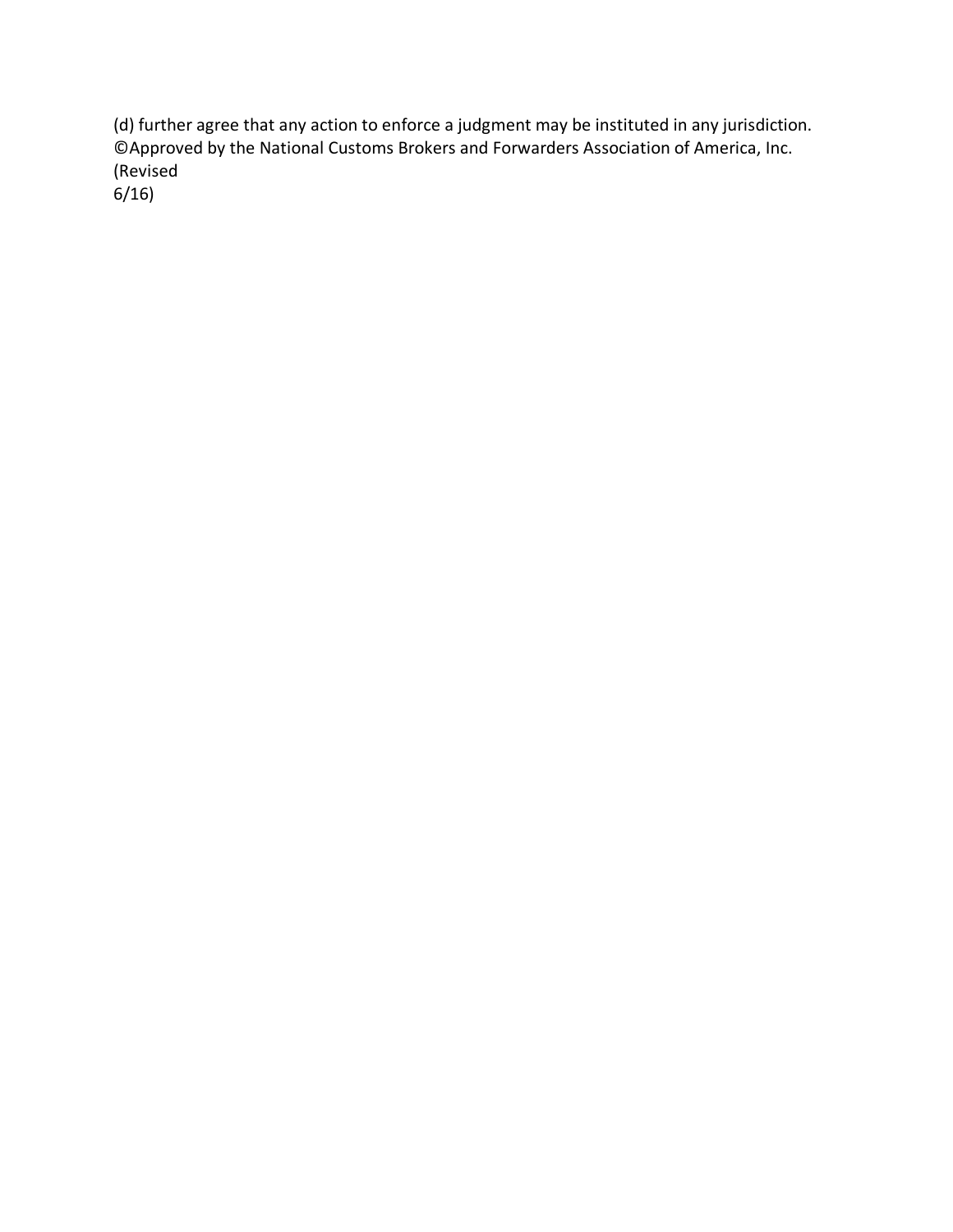(d) further agree that any action to enforce a judgment may be instituted in any jurisdiction.
©Approved by the National Customs Brokers and Forwarders Association of America, Inc.
(Revised
6/16)